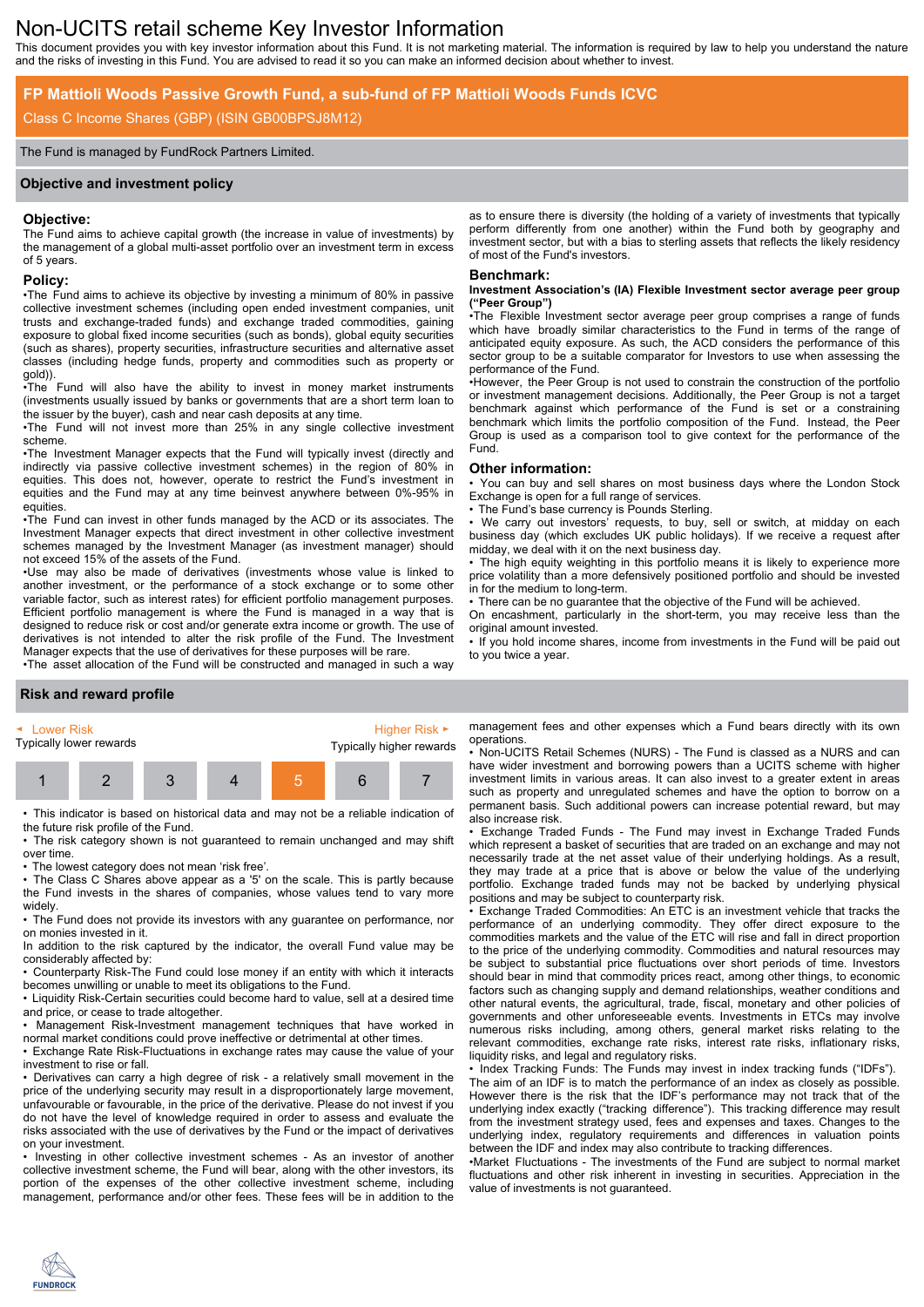# Non-UCITS retail scheme Key Investor Information

This document provides you with key investor information about this Fund. It is not marketing material. The information is required by law to help you understand the nature and the risks of investing in this Fund. You are advised to read it so you can make an informed decision about whether to invest.

## FP Mattioli Woods Passive Growth Fund, a sub-fund of FP Mattioli Woods Funds ICVC

Class C Income Shares (GBP) (ISIN GB00BPSJ8M12)

The Fund is managed by FundRock Partners Limited.

## Objective and investment policy

### Objective:

The Fund aims to achieve capital growth (the increase in value of investments) by the management of a global multi-asset portfolio over an investment term in excess of 5 years.

### Policy:

•The Fund aims to achieve its objective by investing a minimum of 80% in passive collective investment schemes (including open ended investment companies, unit trusts and exchange-traded funds) and exchange traded commodities, gaining exposure to global fixed income securities (such as bonds), global equity securities (such as shares), property securities, infrastructure securities and alternative asset classes (including hedge funds, property and commodities such as property or gold)).

•The Fund will also have the ability to invest in money market instruments (investments usually issued by banks or governments that are a short term loan to the issuer by the buyer), cash and near cash deposits at any time.

•The Fund will not invest more than 25% in any single collective investment scheme.

•The Investment Manager expects that the Fund will typically invest (directly and indirectly via passive collective investment schemes) in the region of 80% in equities. This does not, however, operate to restrict the Fund's investment in equities and the Fund may at any time beinvest anywhere between 0%-95% in equities.

•The Fund can invest in other funds managed by the ACD or its associates. The Investment Manager expects that direct investment in other collective investment schemes managed by the Investment Manager (as investment manager) should not exceed 15% of the assets of the Fund.

•Use may also be made of derivatives (investments whose value is linked to another investment, or the performance of a stock exchange or to some other variable factor, such as interest rates) for efficient portfolio management purposes. Efficient portfolio management is where the Fund is managed in a way that is designed to reduce risk or cost and/or generate extra income or growth. The use of derivatives is not intended to alter the risk profile of the Fund. The Investment Manager expects that the use of derivatives for these purposes will be rare.

•The asset allocation of the Fund will be constructed and managed in such a way as to ensure there is diversity (the holding of a variety of investments that typically perform differently from one another) within the Fund both by geography and investment sector, but with a bias to sterling assets that reflects the likely residency of most of the Fund's investors.

### Benchmark:

**Investment Association's (IA) Flexible Investment sector average peer group ("Peer Group")**

•The Flexible Investment sector average peer group comprises a range of funds which have broadly similar characteristics to the Fund in terms of the range of anticipated equity exposure. As such, the ACD considers the performance of this sector group to be a suitable comparator for Investors to use when assessing the performance of the Fund.

•However, the Peer Group is not used to constrain the construction of the portfolio or investment management decisions. Additionally, the Peer Group is not a target benchmark against which performance of the Fund is set or a constraining benchmark which limits the portfolio composition of the Fund. Instead, the Peer Group is used as a comparison tool to give context for the performance of the Fund.

### Other information:

• You can buy and sell shares on most business days where the London Stock Exchange is open for a full range of services.

• The Fund's base currency is Pounds Sterling.

• We carry out investors' requests, to buy, sell or switch, at midday on each business day (which excludes UK public holidays). If we receive a request after midday, we deal with it on the next business day.

• The high equity weighting in this portfolio means it is likely to experience more price volatility than a more defensively positioned portfolio and should be invested in for the medium to long-term.

• There can be no guarantee that the objective of the Fund will be achieved.

On encashment, particularly in the short-term, you may receive less than the original amount invested.

• If you hold income shares, income from investments in the Fund will be paid out to you twice a year.

## Risk and reward profile

◄ Lower Risk — Higher Risk ►

Typically lower rewards — Typically higher rewards

| 1 | 2 | 3 | 4 | **5** | 6 | 7 |
|---|---|---|---|---|---|---|

• This indicator is based on historical data and may not be a reliable indication of the future risk profile of the Fund.

• The risk category shown is not guaranteed to remain unchanged and may shift over time.

• The lowest category does not mean 'risk free'.

• The Class C Shares above appear as a '5' on the scale. This is partly because the Fund invests in the shares of companies, whose values tend to vary more widely.

• The Fund does not provide its investors with any guarantee on performance, nor on monies invested in it.

In addition to the risk captured by the indicator, the overall Fund value may be considerably affected by:

• Counterparty Risk-The Fund could lose money if an entity with which it interacts becomes unwilling or unable to meet its obligations to the Fund.

• Liquidity Risk-Certain securities could become hard to value, sell at a desired time and price, or cease to trade altogether.

• Management Risk-Investment management techniques that have worked in normal market conditions could prove ineffective or detrimental at other times.

• Exchange Rate Risk-Fluctuations in exchange rates may cause the value of your investment to rise or fall.

• Derivatives can carry a high degree of risk - a relatively small movement in the price of the underlying security may result in a disproportionately large movement, unfavourable or favourable, in the price of the derivative. Please do not invest if you do not have the level of knowledge required in order to assess and evaluate the risks associated with the use of derivatives by the Fund or the impact of derivatives on your investment.

• Investing in other collective investment schemes - As an investor of another collective investment scheme, the Fund will bear, along with the other investors, its portion of the expenses of the other collective investment scheme, including management, performance and/or other fees. These fees will be in addition to the management fees and other expenses which a Fund bears directly with its own operations.

• Non-UCITS Retail Schemes (NURS) - The Fund is classed as a NURS and can have wider investment and borrowing powers than a UCITS scheme with higher investment limits in various areas. It can also invest to a greater extent in areas such as property and unregulated schemes and have the option to borrow on a permanent basis. Such additional powers can increase potential reward, but may also increase risk.

• Exchange Traded Funds - The Fund may invest in Exchange Traded Funds which represent a basket of securities that are traded on an exchange and may not necessarily trade at the net asset value of their underlying holdings. As a result, they may trade at a price that is above or below the value of the underlying portfolio. Exchange traded funds may not be backed by underlying physical positions and may be subject to counterparty risk.

• Exchange Traded Commodities: An ETC is an investment vehicle that tracks the performance of an underlying commodity. They offer direct exposure to the commodities markets and the value of the ETC will rise and fall in direct proportion to the price of the underlying commodity. Commodities and natural resources may be subject to substantial price fluctuations over short periods of time. Investors should bear in mind that commodity prices react, among other things, to economic factors such as changing supply and demand relationships, weather conditions and other natural events, the agricultural, trade, fiscal, monetary and other policies of governments and other unforeseeable events. Investments in ETCs may involve numerous risks including, among others, general market risks relating to the relevant commodities, exchange rate risks, interest rate risks, inflationary risks, liquidity risks, and legal and regulatory risks.

• Index Tracking Funds: The Funds may invest in index tracking funds ("IDFs"). The aim of an IDF is to match the performance of an index as closely as possible. However there is the risk that the IDF's performance may not track that of the underlying index exactly ("tracking difference"). This tracking difference may result from the investment strategy used, fees and expenses and taxes. Changes to the underlying index, regulatory requirements and differences in valuation points between the IDF and index may also contribute to tracking differences.

•Market Fluctuations - The investments of the Fund are subject to normal market fluctuations and other risk inherent in investing in securities. Appreciation in the value of investments is not guaranteed.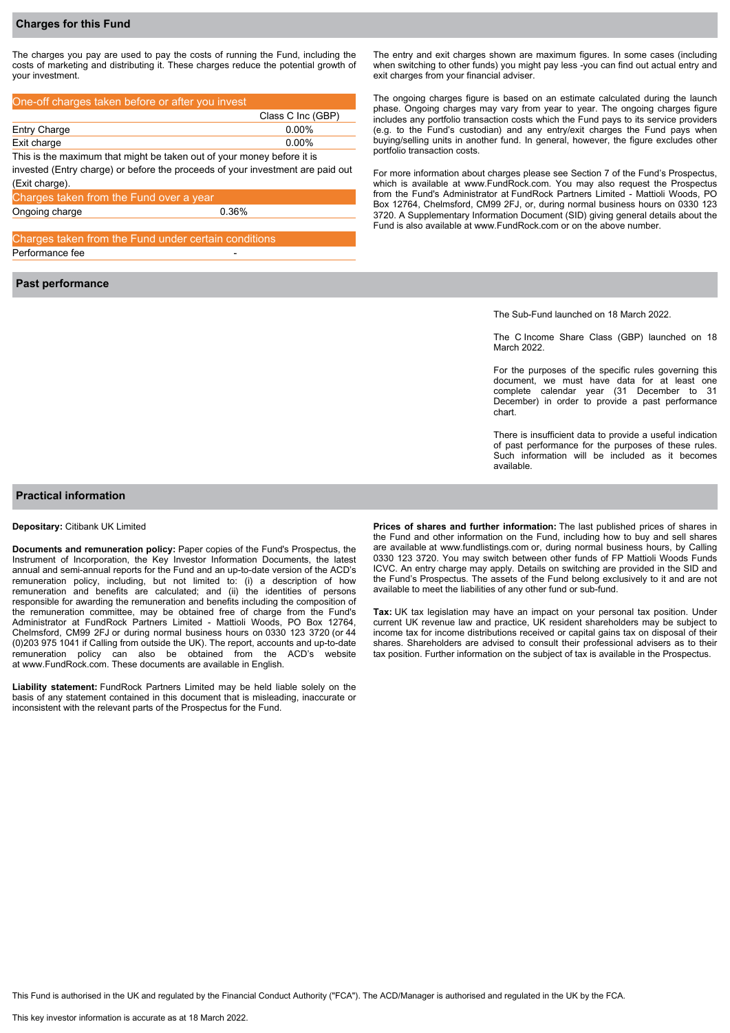## Charges for this Fund

The charges you pay are used to pay the costs of running the Fund, including the costs of marketing and distributing it. These charges reduce the potential growth of your investment.

| One-off charges taken before or after you invest | |
|---|---|
| | Class C Inc (GBP) |
| Entry Charge | 0.00% |
| Exit charge | 0.00% |

This is the maximum that might be taken out of your money before it is invested (Entry charge) or before the proceeds of your investment are paid out (Exit charge).

| Charges taken from the Fund over a year | |
|---|---|
| Ongoing charge | 0.36% |

| Charges taken from the Fund under certain conditions | |
|---|---|
| Performance fee | - |

The entry and exit charges shown are maximum figures. In some cases (including when switching to other funds) you might pay less -you can find out actual entry and exit charges from your financial adviser.

The ongoing charges figure is based on an estimate calculated during the launch phase. Ongoing charges may vary from year to year. The ongoing charges figure includes any portfolio transaction costs which the Fund pays to its service providers (e.g. to the Fund's custodian) and any entry/exit charges the Fund pays when buying/selling units in another fund. In general, however, the figure excludes other portfolio transaction costs.

For more information about charges please see Section 7 of the Fund's Prospectus, which is available at www.FundRock.com. You may also request the Prospectus from the Fund's Administrator at FundRock Partners Limited - Mattioli Woods, PO Box 12764, Chelmsford, CM99 2FJ, or, during normal business hours on 0330 123 3720. A Supplementary Information Document (SID) giving general details about the Fund is also available at www.FundRock.com or on the above number.

## Past performance

The Sub-Fund launched on 18 March 2022.

The C Income Share Class (GBP) launched on 18 March 2022.

For the purposes of the specific rules governing this document, we must have data for at least one complete calendar year (31 December to 31 December) in order to provide a past performance chart.

There is insufficient data to provide a useful indication of past performance for the purposes of these rules. Such information will be included as it becomes available.

## Practical information

**Depositary:** Citibank UK Limited

**Documents and remuneration policy:** Paper copies of the Fund's Prospectus, the Instrument of Incorporation, the Key Investor Information Documents, the latest annual and semi-annual reports for the Fund and an up-to-date version of the ACD's remuneration policy, including, but not limited to: (i) a description of how remuneration and benefits are calculated; and (ii) the identities of persons responsible for awarding the remuneration and benefits including the composition of the remuneration committee, may be obtained free of charge from the Fund's Administrator at FundRock Partners Limited - Mattioli Woods, PO Box 12764, Chelmsford, CM99 2FJ or during normal business hours on 0330 123 3720 (or 44 (0)203 975 1041 if Calling from outside the UK). The report, accounts and up-to-date remuneration policy can also be obtained from the ACD's website at www.FundRock.com. These documents are available in English.

**Liability statement:** FundRock Partners Limited may be held liable solely on the basis of any statement contained in this document that is misleading, inaccurate or inconsistent with the relevant parts of the Prospectus for the Fund.

**Prices of shares and further information:** The last published prices of shares in the Fund and other information on the Fund, including how to buy and sell shares are available at www.fundlistings.com or, during normal business hours, by Calling 0330 123 3720. You may switch between other funds of FP Mattioli Woods Funds ICVC. An entry charge may apply. Details on switching are provided in the SID and the Fund's Prospectus. The assets of the Fund belong exclusively to it and are not available to meet the liabilities of any other fund or sub-fund.

**Tax:** UK tax legislation may have an impact on your personal tax position. Under current UK revenue law and practice, UK resident shareholders may be subject to income tax for income distributions received or capital gains tax on disposal of their shares. Shareholders are advised to consult their professional advisers as to their tax position. Further information on the subject of tax is available in the Prospectus.

This Fund is authorised in the UK and regulated by the Financial Conduct Authority ("FCA"). The ACD/Manager is authorised and regulated in the UK by the FCA.

This key investor information is accurate as at 18 March 2022.